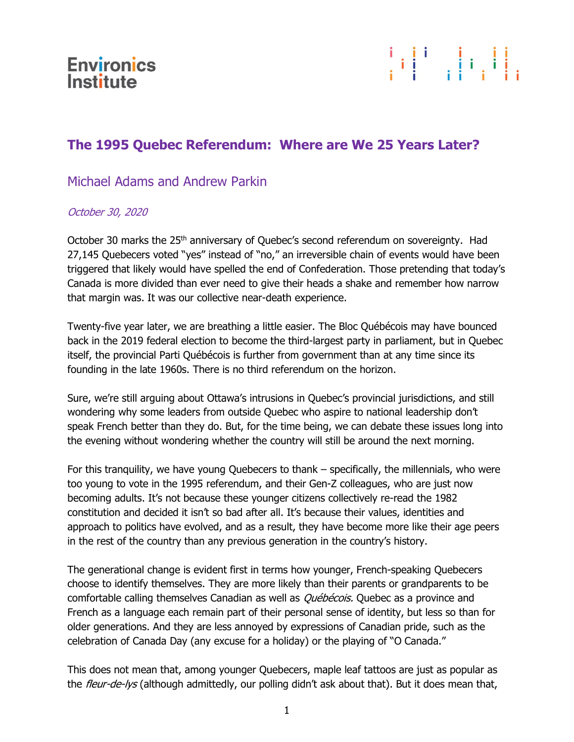Environics Institute

# The 1995 Quebec Referendum: Where are We 25 Years Later?

## Michael Adams and Andrew Parkin

*October 30, 2020*

October 30 marks the 25th anniversary of Quebec's second referendum on sovereignty. Had 27,145 Quebecers voted "yes" instead of "no," an irreversible chain of events would have been triggered that likely would have spelled the end of Confederation. Those pretending that today's Canada is more divided than ever need to give their heads a shake and remember how narrow that margin was. It was our collective near-death experience.

Twenty-five year later, we are breathing a little easier. The Bloc Québécois may have bounced back in the 2019 federal election to become the third-largest party in parliament, but in Quebec itself, the provincial Parti Québécois is further from government than at any time since its founding in the late 1960s. There is no third referendum on the horizon.

Sure, we're still arguing about Ottawa's intrusions in Quebec's provincial jurisdictions, and still wondering why some leaders from outside Quebec who aspire to national leadership don't speak French better than they do. But, for the time being, we can debate these issues long into the evening without wondering whether the country will still be around the next morning.

For this tranquility, we have young Quebecers to thank – specifically, the millennials, who were too young to vote in the 1995 referendum, and their Gen-Z colleagues, who are just now becoming adults. It's not because these younger citizens collectively re-read the 1982 constitution and decided it isn't so bad after all. It's because their values, identities and approach to politics have evolved, and as a result, they have become more like their age peers in the rest of the country than any previous generation in the country's history.

The generational change is evident first in terms how younger, French-speaking Quebecers choose to identify themselves. They are more likely than their parents or grandparents to be comfortable calling themselves Canadian as well as *Québécois.* Quebec as a province and French as a language each remain part of their personal sense of identity, but less so than for older generations. And they are less annoyed by expressions of Canadian pride, such as the celebration of Canada Day (any excuse for a holiday) or the playing of "O Canada."

This does not mean that, among younger Quebecers, maple leaf tattoos are just as popular as the *fleur-de-lys* (although admittedly, our polling didn't ask about that). But it does mean that,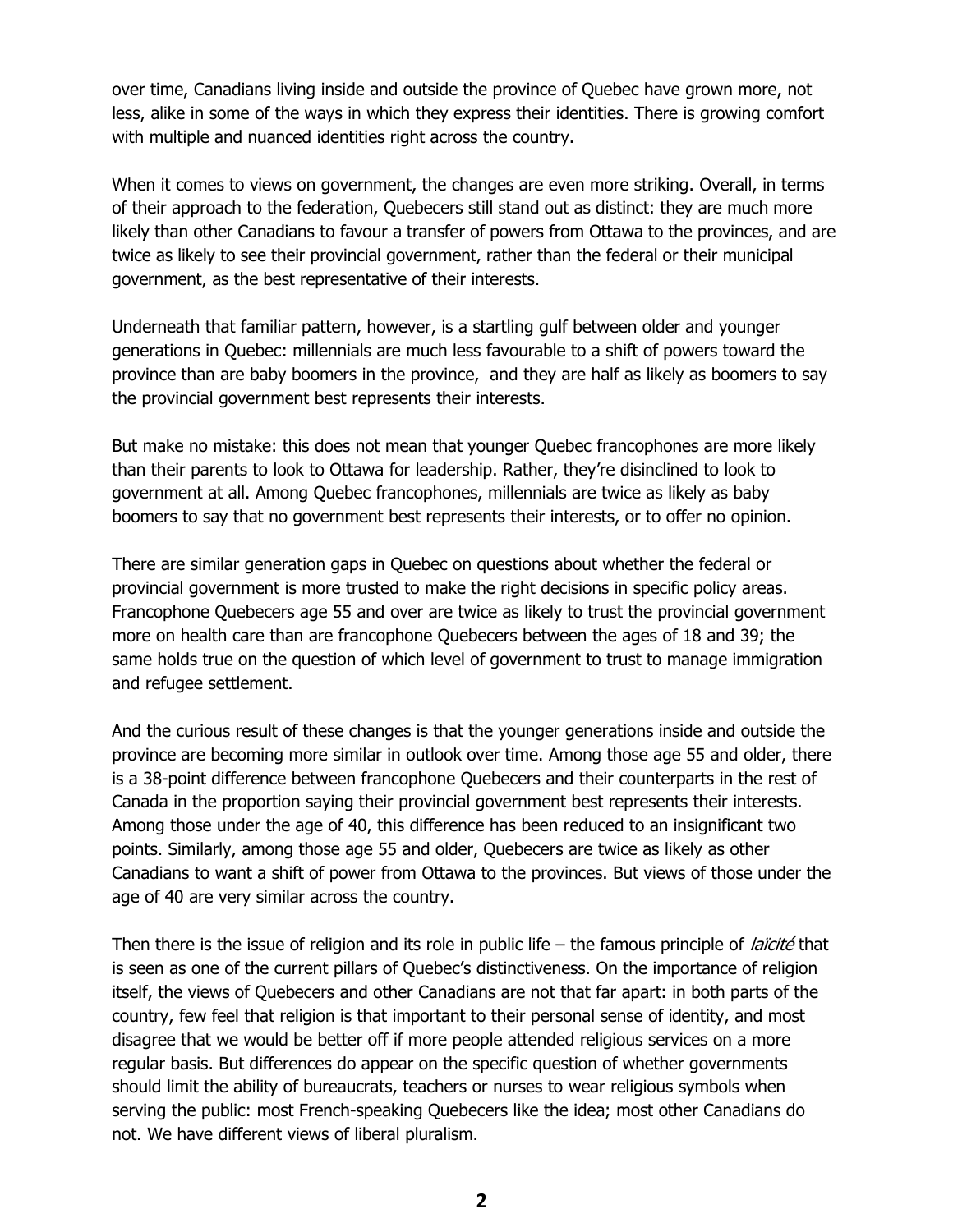over time, Canadians living inside and outside the province of Quebec have grown more, not less, alike in some of the ways in which they express their identities. There is growing comfort with multiple and nuanced identities right across the country.

When it comes to views on government, the changes are even more striking. Overall, in terms of their approach to the federation, Quebecers still stand out as distinct: they are much more likely than other Canadians to favour a transfer of powers from Ottawa to the provinces, and are twice as likely to see their provincial government, rather than the federal or their municipal government, as the best representative of their interests.

Underneath that familiar pattern, however, is a startling gulf between older and younger generations in Quebec: millennials are much less favourable to a shift of powers toward the province than are baby boomers in the province, and they are half as likely as boomers to say the provincial government best represents their interests.

But make no mistake: this does not mean that younger Quebec francophones are more likely than their parents to look to Ottawa for leadership. Rather, they're disinclined to look to government at all. Among Quebec francophones, millennials are twice as likely as baby boomers to say that no government best represents their interests, or to offer no opinion.

There are similar generation gaps in Quebec on questions about whether the federal or provincial government is more trusted to make the right decisions in specific policy areas. Francophone Quebecers age 55 and over are twice as likely to trust the provincial government more on health care than are francophone Quebecers between the ages of 18 and 39; the same holds true on the question of which level of government to trust to manage immigration and refugee settlement.

And the curious result of these changes is that the younger generations inside and outside the province are becoming more similar in outlook over time. Among those age 55 and older, there is a 38-point difference between francophone Quebecers and their counterparts in the rest of Canada in the proportion saying their provincial government best represents their interests. Among those under the age of 40, this difference has been reduced to an insignificant two points. Similarly, among those age 55 and older, Quebecers are twice as likely as other Canadians to want a shift of power from Ottawa to the provinces. But views of those under the age of 40 are very similar across the country.

Then there is the issue of religion and its role in public life – the famous principle of *laïcité* that is seen as one of the current pillars of Quebec's distinctiveness. On the importance of religion itself, the views of Quebecers and other Canadians are not that far apart: in both parts of the country, few feel that religion is that important to their personal sense of identity, and most disagree that we would be better off if more people attended religious services on a more regular basis. But differences do appear on the specific question of whether governments should limit the ability of bureaucrats, teachers or nurses to wear religious symbols when serving the public: most French-speaking Quebecers like the idea; most other Canadians do not. We have different views of liberal pluralism.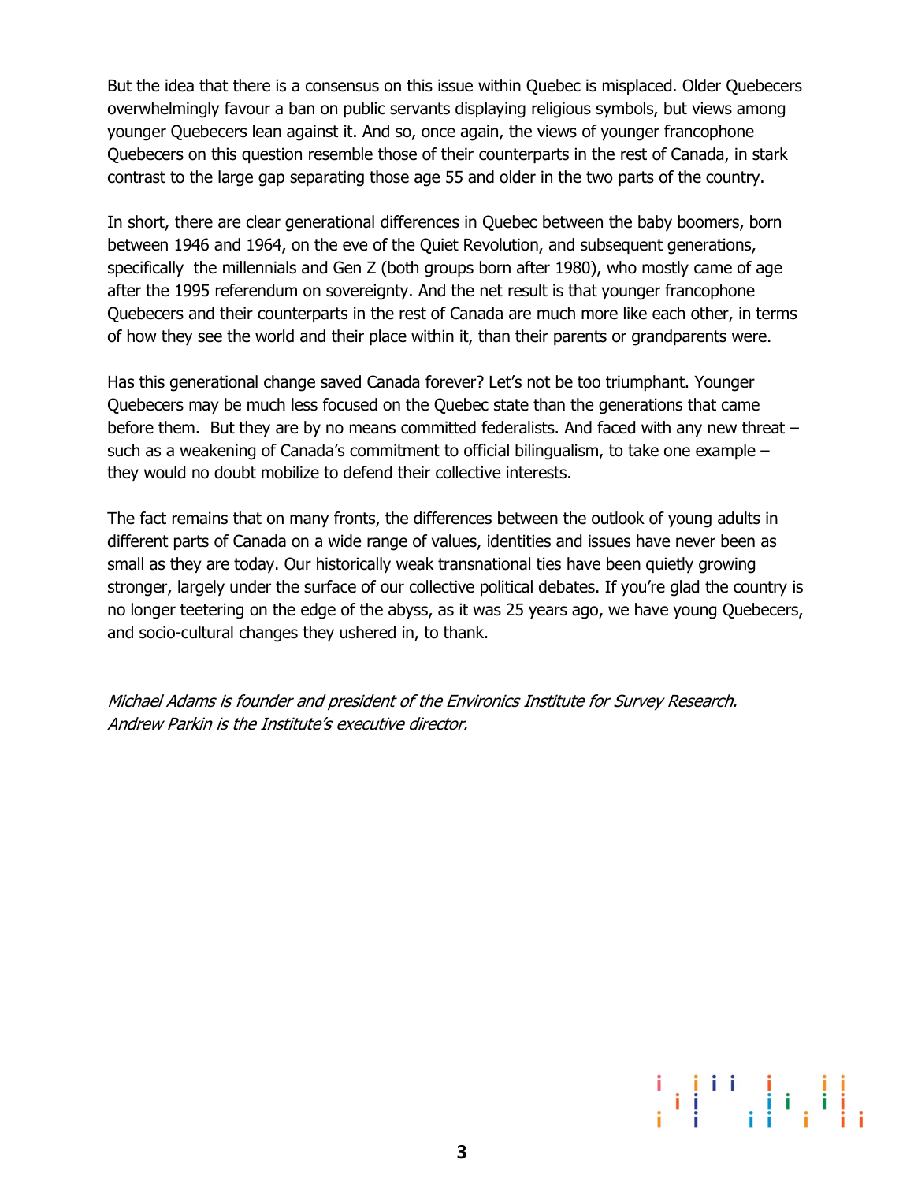But the idea that there is a consensus on this issue within Quebec is misplaced. Older Quebecers overwhelmingly favour a ban on public servants displaying religious symbols, but views among younger Quebecers lean against it. And so, once again, the views of younger francophone Quebecers on this question resemble those of their counterparts in the rest of Canada, in stark contrast to the large gap separating those age 55 and older in the two parts of the country.

In short, there are clear generational differences in Quebec between the baby boomers, born between 1946 and 1964, on the eve of the Quiet Revolution, and subsequent generations, specifically the millennials and Gen Z (both groups born after 1980), who mostly came of age after the 1995 referendum on sovereignty. And the net result is that younger francophone Quebecers and their counterparts in the rest of Canada are much more like each other, in terms of how they see the world and their place within it, than their parents or grandparents were.

Has this generational change saved Canada forever? Let's not be too triumphant. Younger Quebecers may be much less focused on the Quebec state than the generations that came before them. But they are by no means committed federalists. And faced with any new threat – such as a weakening of Canada's commitment to official bilingualism, to take one example – they would no doubt mobilize to defend their collective interests.

The fact remains that on many fronts, the differences between the outlook of young adults in different parts of Canada on a wide range of values, identities and issues have never been as small as they are today. Our historically weak transnational ties have been quietly growing stronger, largely under the surface of our collective political debates. If you're glad the country is no longer teetering on the edge of the abyss, as it was 25 years ago, we have young Quebecers, and socio-cultural changes they ushered in, to thank.

*Michael Adams is founder and president of the Environics Institute for Survey Research.*
*Andrew Parkin is the Institute's executive director.*